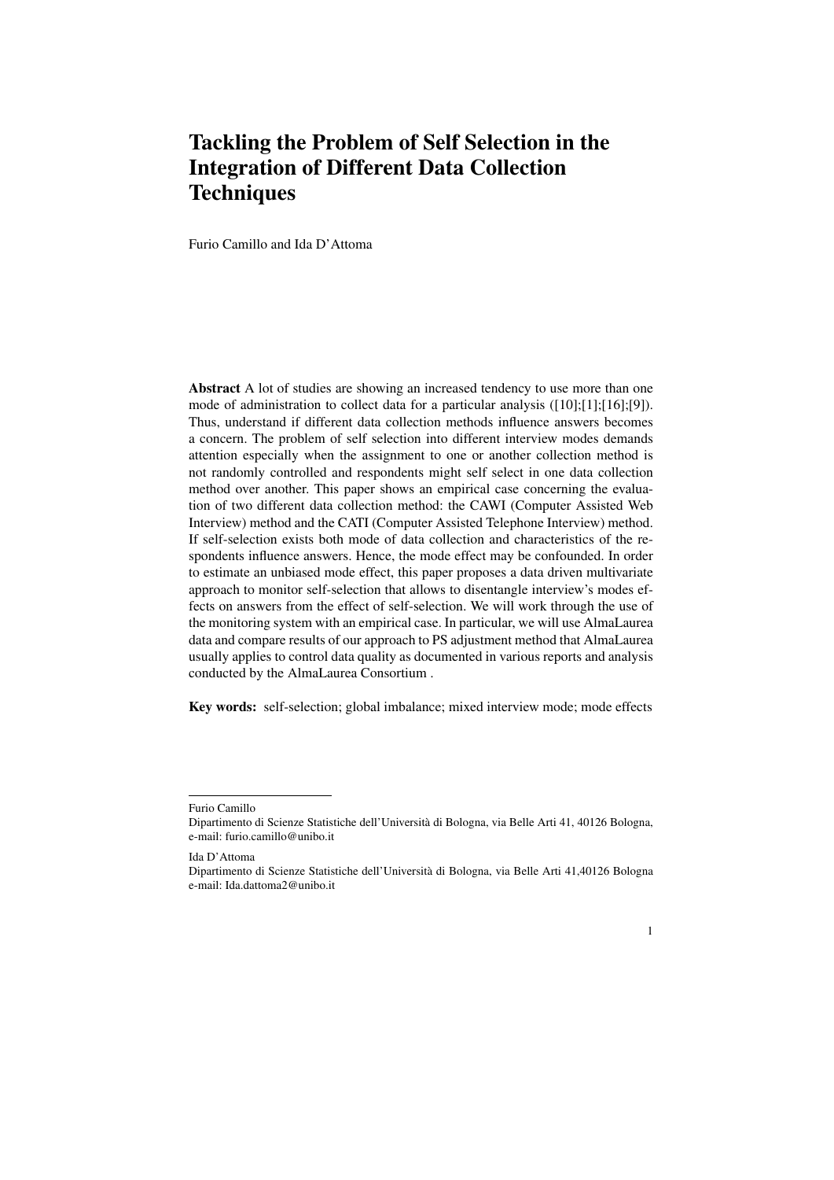# Tackling the Problem of Self Selection in the Integration of Different Data Collection Techniques

Furio Camillo and Ida D'Attoma

**Abstract** A lot of studies are showing an increased tendency to use more than one mode of administration to collect data for a particular analysis ([10];[1];[16];[9]). Thus, understand if different data collection methods influence answers becomes a concern. The problem of self selection into different interview modes demands attention especially when the assignment to one or another collection method is not randomly controlled and respondents might self select in one data collection method over another. This paper shows an empirical case concerning the evaluation of two different data collection method: the CAWI (Computer Assisted Web Interview) method and the CATI (Computer Assisted Telephone Interview) method. If self-selection exists both mode of data collection and characteristics of the respondents influence answers. Hence, the mode effect may be confounded. In order to estimate an unbiased mode effect, this paper proposes a data driven multivariate approach to monitor self-selection that allows to disentangle interview's modes effects on answers from the effect of self-selection. We will work through the use of the monitoring system with an empirical case. In particular, we will use AlmaLaurea data and compare results of our approach to PS adjustment method that AlmaLaurea usually applies to control data quality as documented in various reports and analysis conducted by the AlmaLaurea Consortium .

**Key words:** self-selection; global imbalance; mixed interview mode; mode effects

---

Furio Camillo
Dipartimento di Scienze Statistiche dell'Università di Bologna, via Belle Arti 41, 40126 Bologna, e-mail: furio.camillo@unibo.it

Ida D'Attoma
Dipartimento di Scienze Statistiche dell'Università di Bologna, via Belle Arti 41,40126 Bologna e-mail: Ida.dattoma2@unibo.it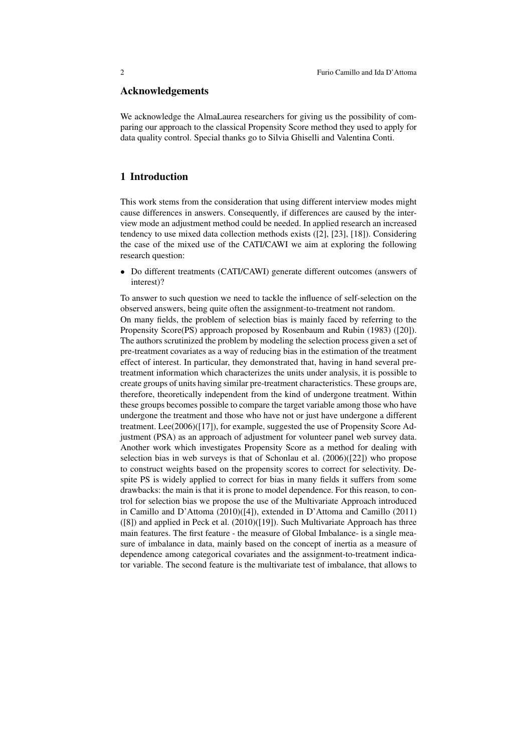## Acknowledgements

We acknowledge the AlmaLaurea researchers for giving us the possibility of comparing our approach to the classical Propensity Score method they used to apply for data quality control. Special thanks go to Silvia Ghiselli and Valentina Conti.

## 1 Introduction

This work stems from the consideration that using different interview modes might cause differences in answers. Consequently, if differences are caused by the interview mode an adjustment method could be needed. In applied research an increased tendency to use mixed data collection methods exists ([2], [23], [18]). Considering the case of the mixed use of the CATI/CAWI we aim at exploring the following research question:

- Do different treatments (CATI/CAWI) generate different outcomes (answers of interest)?

To answer to such question we need to tackle the influence of self-selection on the observed answers, being quite often the assignment-to-treatment not random.
On many fields, the problem of selection bias is mainly faced by referring to the Propensity Score(PS) approach proposed by Rosenbaum and Rubin (1983) ([20]). The authors scrutinized the problem by modeling the selection process given a set of pre-treatment covariates as a way of reducing bias in the estimation of the treatment effect of interest. In particular, they demonstrated that, having in hand several pre-treatment information which characterizes the units under analysis, it is possible to create groups of units having similar pre-treatment characteristics. These groups are, therefore, theoretically independent from the kind of undergone treatment. Within these groups becomes possible to compare the target variable among those who have undergone the treatment and those who have not or just have undergone a different treatment. Lee(2006)([17]), for example, suggested the use of Propensity Score Adjustment (PSA) as an approach of adjustment for volunteer panel web survey data. Another work which investigates Propensity Score as a method for dealing with selection bias in web surveys is that of Schonlau et al. (2006)([22]) who propose to construct weights based on the propensity scores to correct for selectivity. Despite PS is widely applied to correct for bias in many fields it suffers from some drawbacks: the main is that it is prone to model dependence. For this reason, to control for selection bias we propose the use of the Multivariate Approach introduced in Camillo and D'Attoma (2010)([4]), extended in D'Attoma and Camillo (2011) ([8]) and applied in Peck et al. (2010)([19]). Such Multivariate Approach has three main features. The first feature - the measure of Global Imbalance- is a single measure of imbalance in data, mainly based on the concept of inertia as a measure of dependence among categorical covariates and the assignment-to-treatment indicator variable. The second feature is the multivariate test of imbalance, that allows to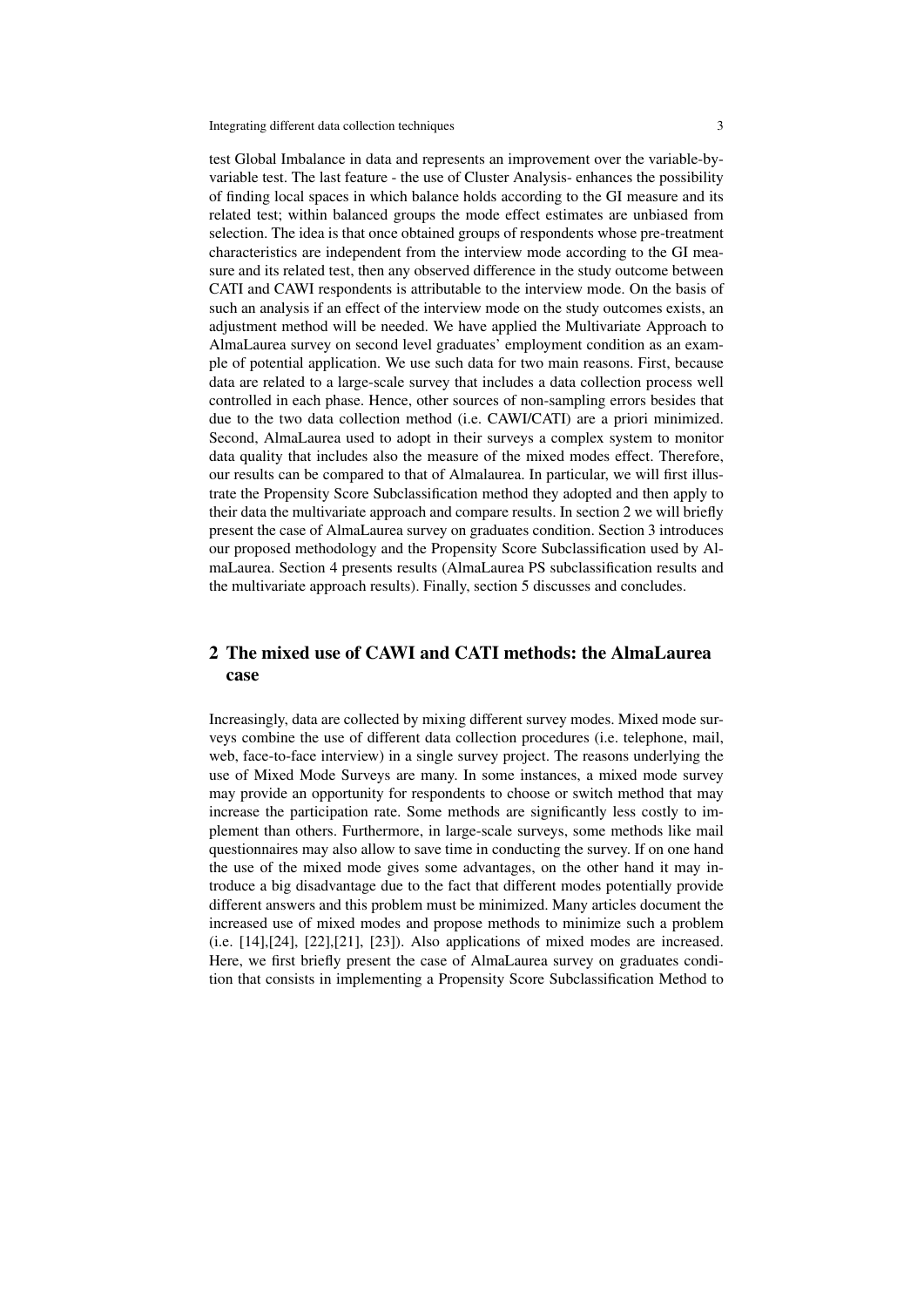test Global Imbalance in data and represents an improvement over the variable-by-variable test. The last feature - the use of Cluster Analysis- enhances the possibility of finding local spaces in which balance holds according to the GI measure and its related test; within balanced groups the mode effect estimates are unbiased from selection. The idea is that once obtained groups of respondents whose pre-treatment characteristics are independent from the interview mode according to the GI measure and its related test, then any observed difference in the study outcome between CATI and CAWI respondents is attributable to the interview mode. On the basis of such an analysis if an effect of the interview mode on the study outcomes exists, an adjustment method will be needed. We have applied the Multivariate Approach to AlmaLaurea survey on second level graduates' employment condition as an example of potential application. We use such data for two main reasons. First, because data are related to a large-scale survey that includes a data collection process well controlled in each phase. Hence, other sources of non-sampling errors besides that due to the two data collection method (i.e. CAWI/CATI) are a priori minimized. Second, AlmaLaurea used to adopt in their surveys a complex system to monitor data quality that includes also the measure of the mixed modes effect. Therefore, our results can be compared to that of Almalaurea. In particular, we will first illustrate the Propensity Score Subclassification method they adopted and then apply to their data the multivariate approach and compare results. In section 2 we will briefly present the case of AlmaLaurea survey on graduates condition. Section 3 introduces our proposed methodology and the Propensity Score Subclassification used by AlmaLaurea. Section 4 presents results (AlmaLaurea PS subclassification results and the multivariate approach results). Finally, section 5 discusses and concludes.

## 2 The mixed use of CAWI and CATI methods: the AlmaLaurea case

Increasingly, data are collected by mixing different survey modes. Mixed mode surveys combine the use of different data collection procedures (i.e. telephone, mail, web, face-to-face interview) in a single survey project. The reasons underlying the use of Mixed Mode Surveys are many. In some instances, a mixed mode survey may provide an opportunity for respondents to choose or switch method that may increase the participation rate. Some methods are significantly less costly to implement than others. Furthermore, in large-scale surveys, some methods like mail questionnaires may also allow to save time in conducting the survey. If on one hand the use of the mixed mode gives some advantages, on the other hand it may introduce a big disadvantage due to the fact that different modes potentially provide different answers and this problem must be minimized. Many articles document the increased use of mixed modes and propose methods to minimize such a problem (i.e. [14],[24], [22],[21], [23]). Also applications of mixed modes are increased. Here, we first briefly present the case of AlmaLaurea survey on graduates condition that consists in implementing a Propensity Score Subclassification Method to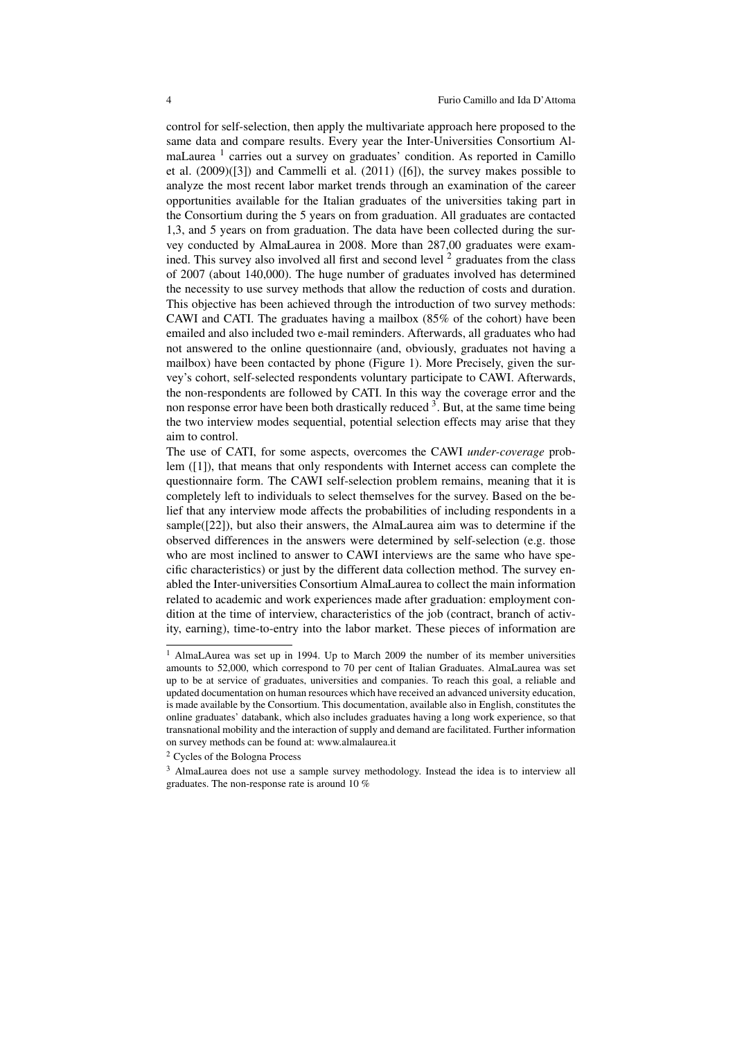control for self-selection, then apply the multivariate approach here proposed to the same data and compare results. Every year the Inter-Universities Consortium AlmaLaurea [1] carries out a survey on graduates' condition. As reported in Camillo et al. (2009)([3]) and Cammelli et al. (2011) ([6]), the survey makes possible to analyze the most recent labor market trends through an examination of the career opportunities available for the Italian graduates of the universities taking part in the Consortium during the 5 years on from graduation. All graduates are contacted 1,3, and 5 years on from graduation. The data have been collected during the survey conducted by AlmaLaurea in 2008. More than 287,00 graduates were examined. This survey also involved all first and second level [2] graduates from the class of 2007 (about 140,000). The huge number of graduates involved has determined the necessity to use survey methods that allow the reduction of costs and duration. This objective has been achieved through the introduction of two survey methods: CAWI and CATI. The graduates having a mailbox (85% of the cohort) have been emailed and also included two e-mail reminders. Afterwards, all graduates who had not answered to the online questionnaire (and, obviously, graduates not having a mailbox) have been contacted by phone (Figure 1). More Precisely, given the survey's cohort, self-selected respondents voluntary participate to CAWI. Afterwards, the non-respondents are followed by CATI. In this way the coverage error and the non response error have been both drastically reduced [3]. But, at the same time being the two interview modes sequential, potential selection effects may arise that they aim to control.

The use of CATI, for some aspects, overcomes the CAWI *under-coverage* problem ([1]), that means that only respondents with Internet access can complete the questionnaire form. The CAWI self-selection problem remains, meaning that it is completely left to individuals to select themselves for the survey. Based on the belief that any interview mode affects the probabilities of including respondents in a sample([22]), but also their answers, the AlmaLaurea aim was to determine if the observed differences in the answers were determined by self-selection (e.g. those who are most inclined to answer to CAWI interviews are the same who have specific characteristics) or just by the different data collection method. The survey enabled the Inter-universities Consortium AlmaLaurea to collect the main information related to academic and work experiences made after graduation: employment condition at the time of interview, characteristics of the job (contract, branch of activity, earning), time-to-entry into the labor market. These pieces of information are

---

[1] AlmaLAurea was set up in 1994. Up to March 2009 the number of its member universities amounts to 52,000, which correspond to 70 per cent of Italian Graduates. AlmaLaurea was set up to be at service of graduates, universities and companies. To reach this goal, a reliable and updated documentation on human resources which have received an advanced university education, is made available by the Consortium. This documentation, available also in English, constitutes the online graduates' databank, which also includes graduates having a long work experience, so that transnational mobility and the interaction of supply and demand are facilitated. Further information on survey methods can be found at: www.almalaurea.it

[2] Cycles of the Bologna Process

[3] AlmaLaurea does not use a sample survey methodology. Instead the idea is to interview all graduates. The non-response rate is around 10 %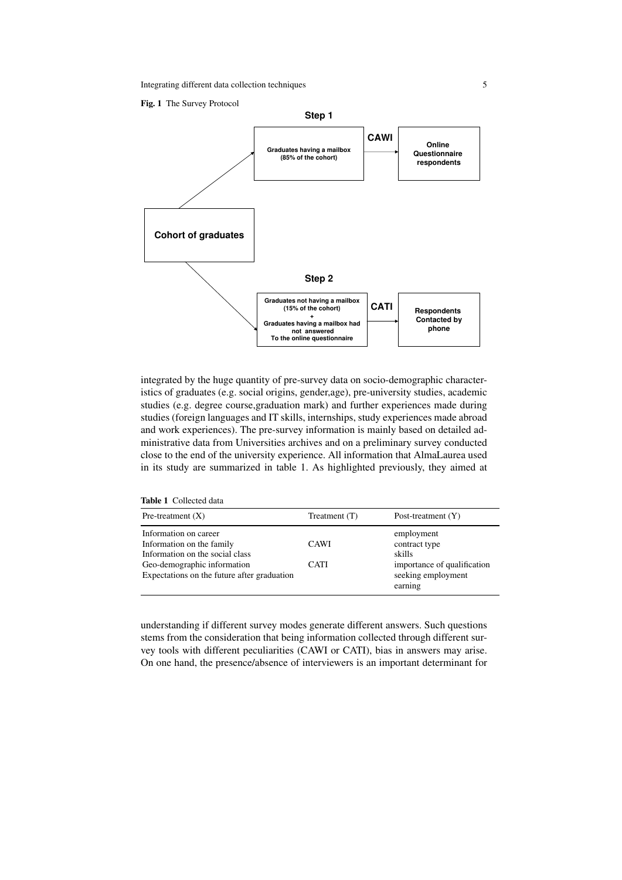**Fig. 1** The Survey Protocol

**Step 1**

Graduates having a mailbox (85% of the cohort) → **CAWI** → Online Questionnaire respondents

Cohort of graduates

**Step 2**

Graduates not having a mailbox (15% of the cohort) + Graduates having a mailbox had not answered To the online questionnaire → **CATI** → Respondents Contacted by phone

integrated by the huge quantity of pre-survey data on socio-demographic characteristics of graduates (e.g. social origins, gender,age), pre-university studies, academic studies (e.g. degree course,graduation mark) and further experiences made during studies (foreign languages and IT skills, internships, study experiences made abroad and work experiences). The pre-survey information is mainly based on detailed administrative data from Universities archives and on a preliminary survey conducted close to the end of the university experience. All information that AlmaLaurea used in its study are summarized in table 1. As highlighted previously, they aimed at

**Table 1** Collected data

| Pre-treatment (X) | Treatment (T) | Post-treatment (Y) |
|---|---|---|
| Information on career | | employment |
| Information on the family | CAWI | contract type |
| Information on the social class | | skills |
| Geo-demographic information | CATI | importance of qualification |
| Expectations on the future after graduation | | seeking employment |
| | | earning |

understanding if different survey modes generate different answers. Such questions stems from the consideration that being information collected through different survey tools with different peculiarities (CAWI or CATI), bias in answers may arise. On one hand, the presence/absence of interviewers is an important determinant for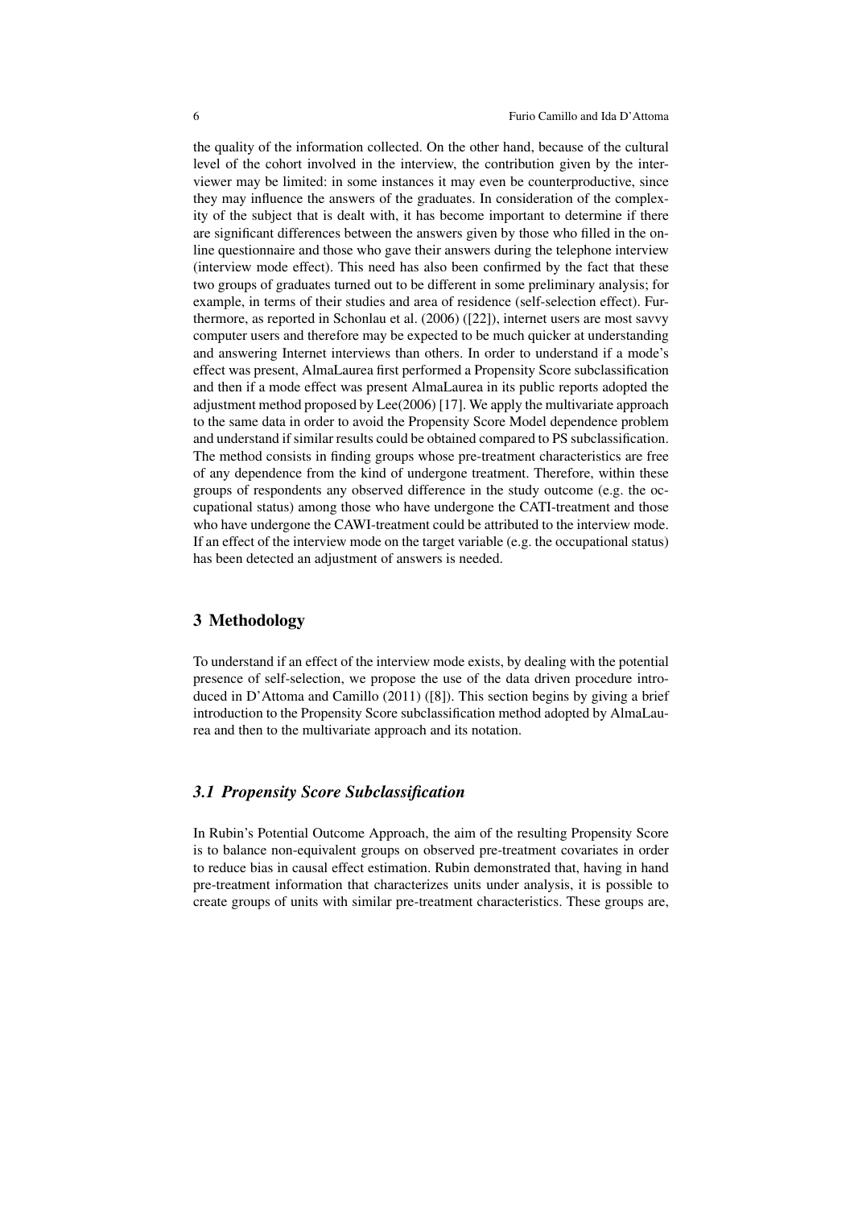the quality of the information collected. On the other hand, because of the cultural level of the cohort involved in the interview, the contribution given by the interviewer may be limited: in some instances it may even be counterproductive, since they may influence the answers of the graduates. In consideration of the complexity of the subject that is dealt with, it has become important to determine if there are significant differences between the answers given by those who filled in the online questionnaire and those who gave their answers during the telephone interview (interview mode effect). This need has also been confirmed by the fact that these two groups of graduates turned out to be different in some preliminary analysis; for example, in terms of their studies and area of residence (self-selection effect). Furthermore, as reported in Schonlau et al. (2006) ([22]), internet users are most savvy computer users and therefore may be expected to be much quicker at understanding and answering Internet interviews than others. In order to understand if a mode's effect was present, AlmaLaurea first performed a Propensity Score subclassification and then if a mode effect was present AlmaLaurea in its public reports adopted the adjustment method proposed by Lee(2006) [17]. We apply the multivariate approach to the same data in order to avoid the Propensity Score Model dependence problem and understand if similar results could be obtained compared to PS subclassification. The method consists in finding groups whose pre-treatment characteristics are free of any dependence from the kind of undergone treatment. Therefore, within these groups of respondents any observed difference in the study outcome (e.g. the occupational status) among those who have undergone the CATI-treatment and those who have undergone the CAWI-treatment could be attributed to the interview mode. If an effect of the interview mode on the target variable (e.g. the occupational status) has been detected an adjustment of answers is needed.

## 3 Methodology

To understand if an effect of the interview mode exists, by dealing with the potential presence of self-selection, we propose the use of the data driven procedure introduced in D'Attoma and Camillo (2011) ([8]). This section begins by giving a brief introduction to the Propensity Score subclassification method adopted by AlmaLaurea and then to the multivariate approach and its notation.

### *3.1 Propensity Score Subclassification*

In Rubin's Potential Outcome Approach, the aim of the resulting Propensity Score is to balance non-equivalent groups on observed pre-treatment covariates in order to reduce bias in causal effect estimation. Rubin demonstrated that, having in hand pre-treatment information that characterizes units under analysis, it is possible to create groups of units with similar pre-treatment characteristics. These groups are,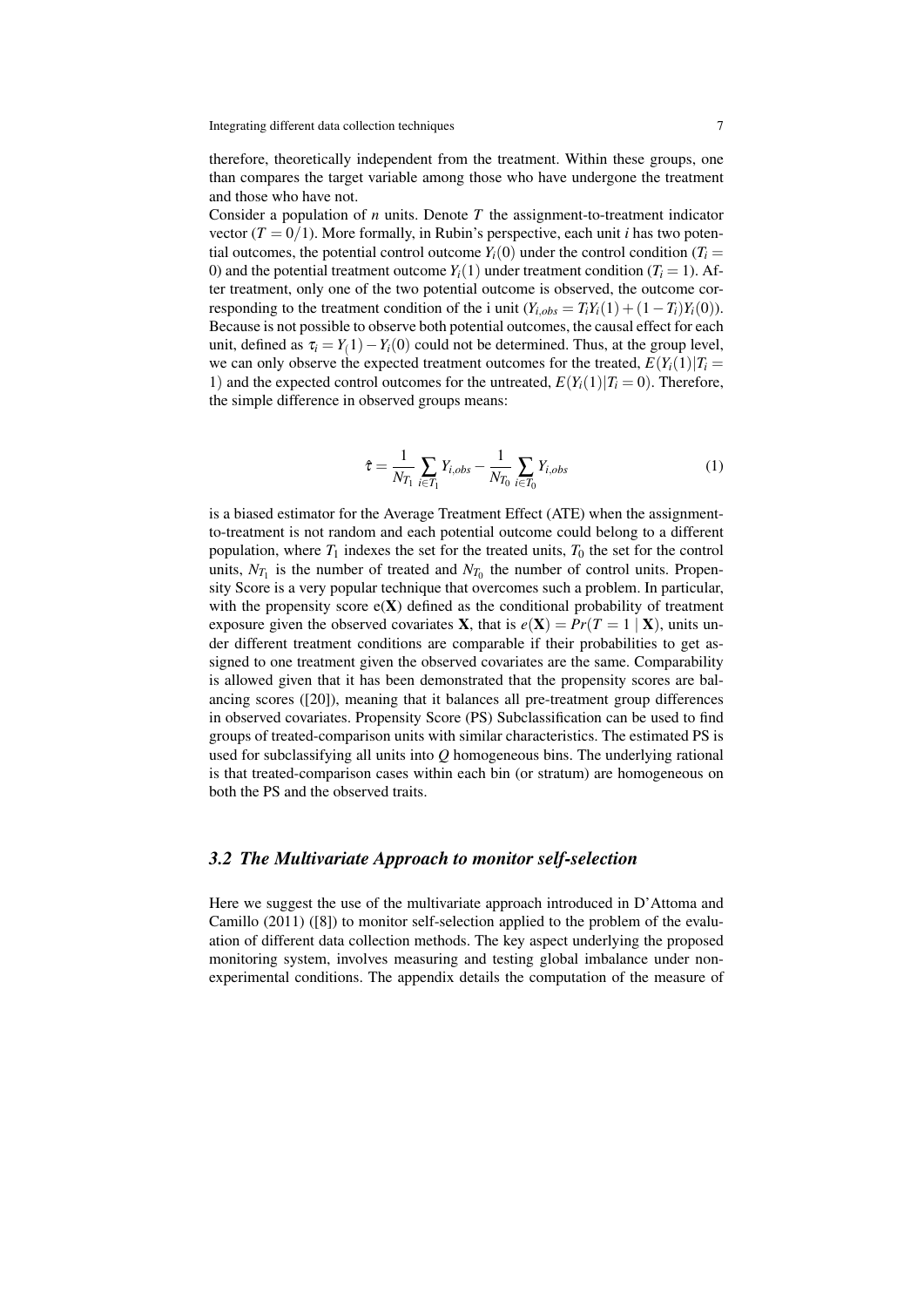therefore, theoretically independent from the treatment. Within these groups, one than compares the target variable among those who have undergone the treatment and those who have not.

Consider a population of $n$ units. Denote $T$ the assignment-to-treatment indicator vector ($T = 0/1$). More formally, in Rubin's perspective, each unit $i$ has two potential outcomes, the potential control outcome $Y_i(0)$ under the control condition ($T_i = 0$) and the potential treatment outcome $Y_i(1)$ under treatment condition ($T_i = 1$). After treatment, only one of the two potential outcome is observed, the outcome corresponding to the treatment condition of the i unit ($Y_{i,obs} = T_i Y_i(1) + (1 - T_i)Y_i(0)$). Because is not possible to observe both potential outcomes, the causal effect for each unit, defined as $\tau_i = Y_(1) - Y_i(0)$ could not be determined. Thus, at the group level, we can only observe the expected treatment outcomes for the treated, $E(Y_i(1)|T_i = 1)$ and the expected control outcomes for the untreated, $E(Y_i(1)|T_i = 0)$. Therefore, the simple difference in observed groups means:

$$\hat{\tau} = \frac{1}{N_{T_1}} \sum_{i \in T_1} Y_{i,obs} - \frac{1}{N_{T_0}} \sum_{i \in T_0} Y_{i,obs} \tag{1}$$

is a biased estimator for the Average Treatment Effect (ATE) when the assignment-to-treatment is not random and each potential outcome could belong to a different population, where $T_1$ indexes the set for the treated units, $T_0$ the set for the control units, $N_{T_1}$ is the number of treated and $N_{T_0}$ the number of control units. Propensity Score is a very popular technique that overcomes such a problem. In particular, with the propensity score e($\mathbf{X}$) defined as the conditional probability of treatment exposure given the observed covariates $\mathbf{X}$, that is $e(\mathbf{X}) = Pr(T = 1 \mid \mathbf{X})$, units under different treatment conditions are comparable if their probabilities to get assigned to one treatment given the observed covariates are the same. Comparability is allowed given that it has been demonstrated that the propensity scores are balancing scores ([20]), meaning that it balances all pre-treatment group differences in observed covariates. Propensity Score (PS) Subclassification can be used to find groups of treated-comparison units with similar characteristics. The estimated PS is used for subclassifying all units into $Q$ homogeneous bins. The underlying rational is that treated-comparison cases within each bin (or stratum) are homogeneous on both the PS and the observed traits.

### *3.2 The Multivariate Approach to monitor self-selection*

Here we suggest the use of the multivariate approach introduced in D'Attoma and Camillo (2011) ([8]) to monitor self-selection applied to the problem of the evaluation of different data collection methods. The key aspect underlying the proposed monitoring system, involves measuring and testing global imbalance under non-experimental conditions. The appendix details the computation of the measure of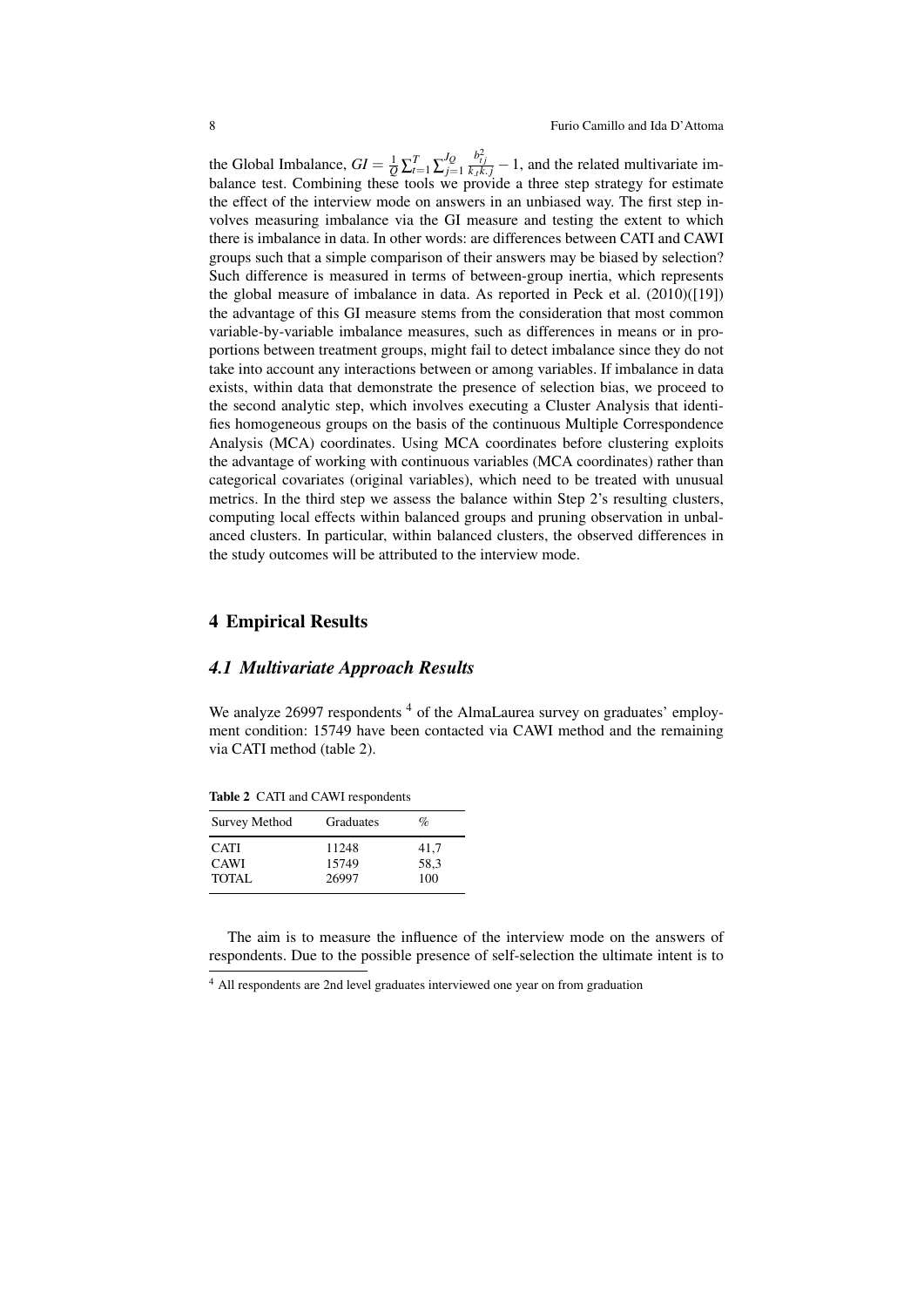the Global Imbalance, $GI = \frac{1}{Q}\sum_{t=1}^{T}\sum_{j=1}^{J_Q}\frac{b_{tj}^2}{k_{.t}k_{.j}} - 1$, and the related multivariate imbalance test. Combining these tools we provide a three step strategy for estimate the effect of the interview mode on answers in an unbiased way. The first step involves measuring imbalance via the GI measure and testing the extent to which there is imbalance in data. In other words: are differences between CATI and CAWI groups such that a simple comparison of their answers may be biased by selection? Such difference is measured in terms of between-group inertia, which represents the global measure of imbalance in data. As reported in Peck et al. (2010)([19]) the advantage of this GI measure stems from the consideration that most common variable-by-variable imbalance measures, such as differences in means or in proportions between treatment groups, might fail to detect imbalance since they do not take into account any interactions between or among variables. If imbalance in data exists, within data that demonstrate the presence of selection bias, we proceed to the second analytic step, which involves executing a Cluster Analysis that identifies homogeneous groups on the basis of the continuous Multiple Correspondence Analysis (MCA) coordinates. Using MCA coordinates before clustering exploits the advantage of working with continuous variables (MCA coordinates) rather than categorical covariates (original variables), which need to be treated with unusual metrics. In the third step we assess the balance within Step 2's resulting clusters, computing local effects within balanced groups and pruning observation in unbalanced clusters. In particular, within balanced clusters, the observed differences in the study outcomes will be attributed to the interview mode.

## 4 Empirical Results

### *4.1 Multivariate Approach Results*

We analyze 26997 respondents [4] of the AlmaLaurea survey on graduates' employment condition: 15749 have been contacted via CAWI method and the remaining via CATI method (table 2).

**Table 2** CATI and CAWI respondents

| Survey Method | Graduates | % |
|---|---|---|
| CATI | 11248 | 41,7 |
| CAWI | 15749 | 58,3 |
| TOTAL | 26997 | 100 |

The aim is to measure the influence of the interview mode on the answers of respondents. Due to the possible presence of self-selection the ultimate intent is to

[4] All respondents are 2nd level graduates interviewed one year on from graduation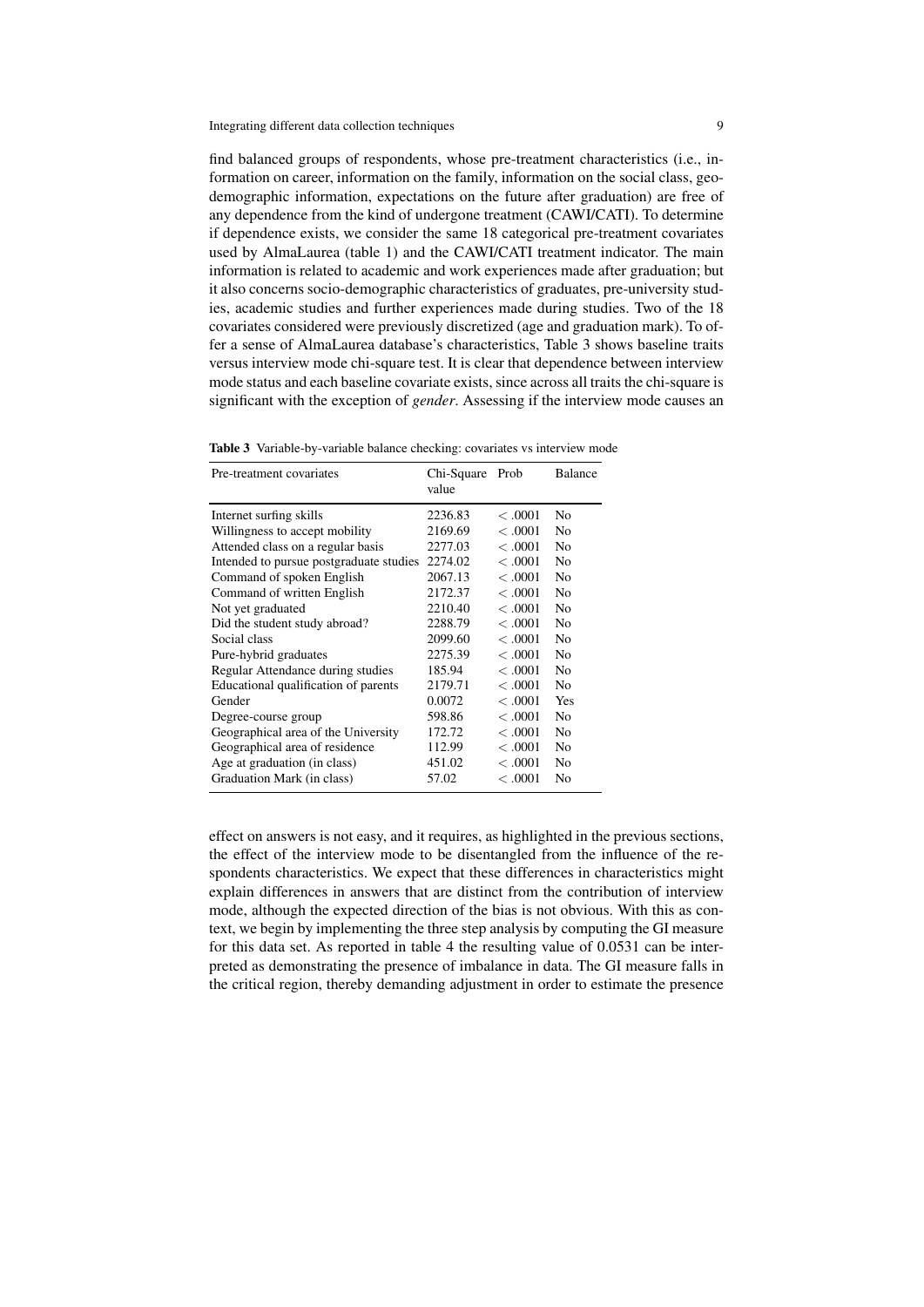find balanced groups of respondents, whose pre-treatment characteristics (i.e., information on career, information on the family, information on the social class, geo-demographic information, expectations on the future after graduation) are free of any dependence from the kind of undergone treatment (CAWI/CATI). To determine if dependence exists, we consider the same 18 categorical pre-treatment covariates used by AlmaLaurea (table 1) and the CAWI/CATI treatment indicator. The main information is related to academic and work experiences made after graduation; but it also concerns socio-demographic characteristics of graduates, pre-university studies, academic studies and further experiences made during studies. Two of the 18 covariates considered were previously discretized (age and graduation mark). To offer a sense of AlmaLaurea database's characteristics, Table 3 shows baseline traits versus interview mode chi-square test. It is clear that dependence between interview mode status and each baseline covariate exists, since across all traits the chi-square is significant with the exception of *gender*. Assessing if the interview mode causes an

**Table 3** Variable-by-variable balance checking: covariates vs interview mode

| Pre-treatment covariates | Chi-Square value | Prob | Balance |
|---|---|---|---|
| Internet surfing skills | 2236.83 | $< .0001$ | No |
| Willingness to accept mobility | 2169.69 | $< .0001$ | No |
| Attended class on a regular basis | 2277.03 | $< .0001$ | No |
| Intended to pursue postgraduate studies | 2274.02 | $< .0001$ | No |
| Command of spoken English | 2067.13 | $< .0001$ | No |
| Command of written English | 2172.37 | $< .0001$ | No |
| Not yet graduated | 2210.40 | $< .0001$ | No |
| Did the student study abroad? | 2288.79 | $< .0001$ | No |
| Social class | 2099.60 | $< .0001$ | No |
| Pure-hybrid graduates | 2275.39 | $< .0001$ | No |
| Regular Attendance during studies | 185.94 | $< .0001$ | No |
| Educational qualification of parents | 2179.71 | $< .0001$ | No |
| Gender | 0.0072 | $< .0001$ | Yes |
| Degree-course group | 598.86 | $< .0001$ | No |
| Geographical area of the University | 172.72 | $< .0001$ | No |
| Geographical area of residence | 112.99 | $< .0001$ | No |
| Age at graduation (in class) | 451.02 | $< .0001$ | No |
| Graduation Mark (in class) | 57.02 | $< .0001$ | No |

effect on answers is not easy, and it requires, as highlighted in the previous sections, the effect of the interview mode to be disentangled from the influence of the respondents characteristics. We expect that these differences in characteristics might explain differences in answers that are distinct from the contribution of interview mode, although the expected direction of the bias is not obvious. With this as context, we begin by implementing the three step analysis by computing the GI measure for this data set. As reported in table 4 the resulting value of 0.0531 can be interpreted as demonstrating the presence of imbalance in data. The GI measure falls in the critical region, thereby demanding adjustment in order to estimate the presence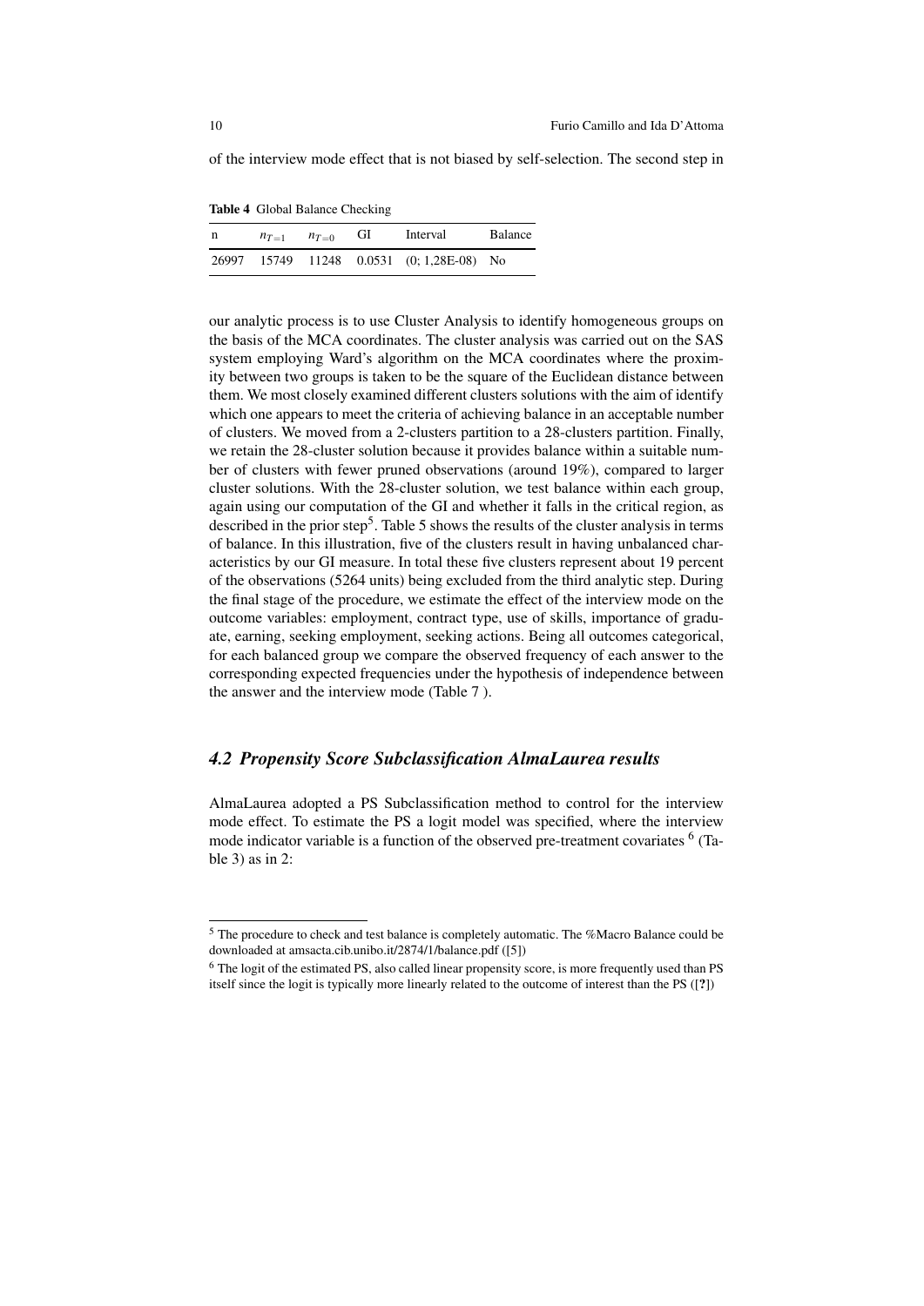of the interview mode effect that is not biased by self-selection. The second step in

**Table 4** Global Balance Checking

| n | $n_{T=1}$ | $n_{T=0}$ | GI | Interval | Balance |
|---|---|---|---|---|---|
| 26997 | 15749 | 11248 | 0.0531 | (0; 1,28E-08) | No |

our analytic process is to use Cluster Analysis to identify homogeneous groups on the basis of the MCA coordinates. The cluster analysis was carried out on the SAS system employing Ward's algorithm on the MCA coordinates where the proximity between two groups is taken to be the square of the Euclidean distance between them. We most closely examined different clusters solutions with the aim of identify which one appears to meet the criteria of achieving balance in an acceptable number of clusters. We moved from a 2-clusters partition to a 28-clusters partition. Finally, we retain the 28-cluster solution because it provides balance within a suitable number of clusters with fewer pruned observations (around 19%), compared to larger cluster solutions. With the 28-cluster solution, we test balance within each group, again using our computation of the GI and whether it falls in the critical region, as described in the prior step[5]. Table 5 shows the results of the cluster analysis in terms of balance. In this illustration, five of the clusters result in having unbalanced characteristics by our GI measure. In total these five clusters represent about 19 percent of the observations (5264 units) being excluded from the third analytic step. During the final stage of the procedure, we estimate the effect of the interview mode on the outcome variables: employment, contract type, use of skills, importance of graduate, earning, seeking employment, seeking actions. Being all outcomes categorical, for each balanced group we compare the observed frequency of each answer to the corresponding expected frequencies under the hypothesis of independence between the answer and the interview mode (Table 7 ).

## *4.2 Propensity Score Subclassification AlmaLaurea results*

AlmaLaurea adopted a PS Subclassification method to control for the interview mode effect. To estimate the PS a logit model was specified, where the interview mode indicator variable is a function of the observed pre-treatment covariates [6] (Table 3) as in 2:

---

[5] The procedure to check and test balance is completely automatic. The %Macro Balance could be downloaded at amsacta.cib.unibo.it/2874/1/balance.pdf ([5])

[6] The logit of the estimated PS, also called linear propensity score, is more frequently used than PS itself since the logit is typically more linearly related to the outcome of interest than the PS ([?])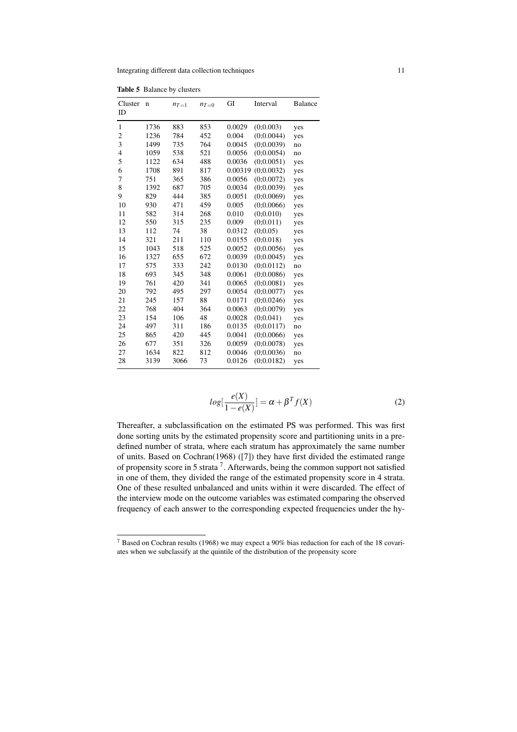**Table 5** Balance by clusters

| Cluster ID | n | $n_{T=1}$ | $n_{T=0}$ | GI | Interval | Balance |
|---|---|---|---|---|---|---|
| 1 | 1736 | 883 | 853 | 0.0029 | (0;0.003) | yes |
| 2 | 1236 | 784 | 452 | 0.004 | (0;0.0044) | yes |
| 3 | 1499 | 735 | 764 | 0.0045 | (0;0.0039) | no |
| 4 | 1059 | 538 | 521 | 0.0056 | (0;0.0054) | no |
| 5 | 1122 | 634 | 488 | 0.0036 | (0;0.0051) | yes |
| 6 | 1708 | 891 | 817 | 0.00319 | (0;0.0032) | yes |
| 7 | 751 | 365 | 386 | 0.0056 | (0;0.0072) | yes |
| 8 | 1392 | 687 | 705 | 0.0034 | (0;0.0039) | yes |
| 9 | 829 | 444 | 385 | 0.0051 | (0;0.0069) | yes |
| 10 | 930 | 471 | 459 | 0.005 | (0;0.0066) | yes |
| 11 | 582 | 314 | 268 | 0.010 | (0;0.010) | yes |
| 12 | 550 | 315 | 235 | 0.009 | (0;0.011) | yes |
| 13 | 112 | 74 | 38 | 0.0312 | (0;0.05) | yes |
| 14 | 321 | 211 | 110 | 0.0155 | (0;0.018) | yes |
| 15 | 1043 | 518 | 525 | 0.0052 | (0;0.0056) | yes |
| 16 | 1327 | 655 | 672 | 0.0039 | (0;0.0045) | yes |
| 17 | 575 | 333 | 242 | 0.0130 | (0;0.0112) | no |
| 18 | 693 | 345 | 348 | 0.0061 | (0;0.0086) | yes |
| 19 | 761 | 420 | 341 | 0.0065 | (0;0.0081) | yes |
| 20 | 792 | 495 | 297 | 0.0054 | (0;0.0077) | yes |
| 21 | 245 | 157 | 88 | 0.0171 | (0;0.0246) | yes |
| 22 | 768 | 404 | 364 | 0.0063 | (0;0.0079) | yes |
| 23 | 154 | 106 | 48 | 0.0028 | (0;0.041) | yes |
| 24 | 497 | 311 | 186 | 0.0135 | (0;0.0117) | no |
| 25 | 865 | 420 | 445 | 0.0041 | (0;0.0066) | yes |
| 26 | 677 | 351 | 326 | 0.0059 | (0;0.0078) | yes |
| 27 | 1634 | 822 | 812 | 0.0046 | (0;0.0036) | no |
| 28 | 3139 | 3066 | 73 | 0.0126 | (0;0.0182) | yes |

$$log[\frac{e(X)}{1-e(X)}] = \alpha + \beta^T f(X) \tag{2}$$

Thereafter, a subclassification on the estimated PS was performed. This was first done sorting units by the estimated propensity score and partitioning units in a predefined number of strata, where each stratum has approximately the same number of units. Based on Cochran(1968) ([7]) they have first divided the estimated range of propensity score in 5 strata [7]. Afterwards, being the common support not satisfied in one of them, they divided the range of the estimated propensity score in 4 strata. One of these resulted unbalanced and units within it were discarded. The effect of the interview mode on the outcome variables was estimated comparing the observed frequency of each answer to the corresponding expected frequencies under the hy-

[7] Based on Cochran results (1968) we may expect a 90% bias reduction for each of the 18 covariates when we subclassify at the quintile of the distribution of the propensity score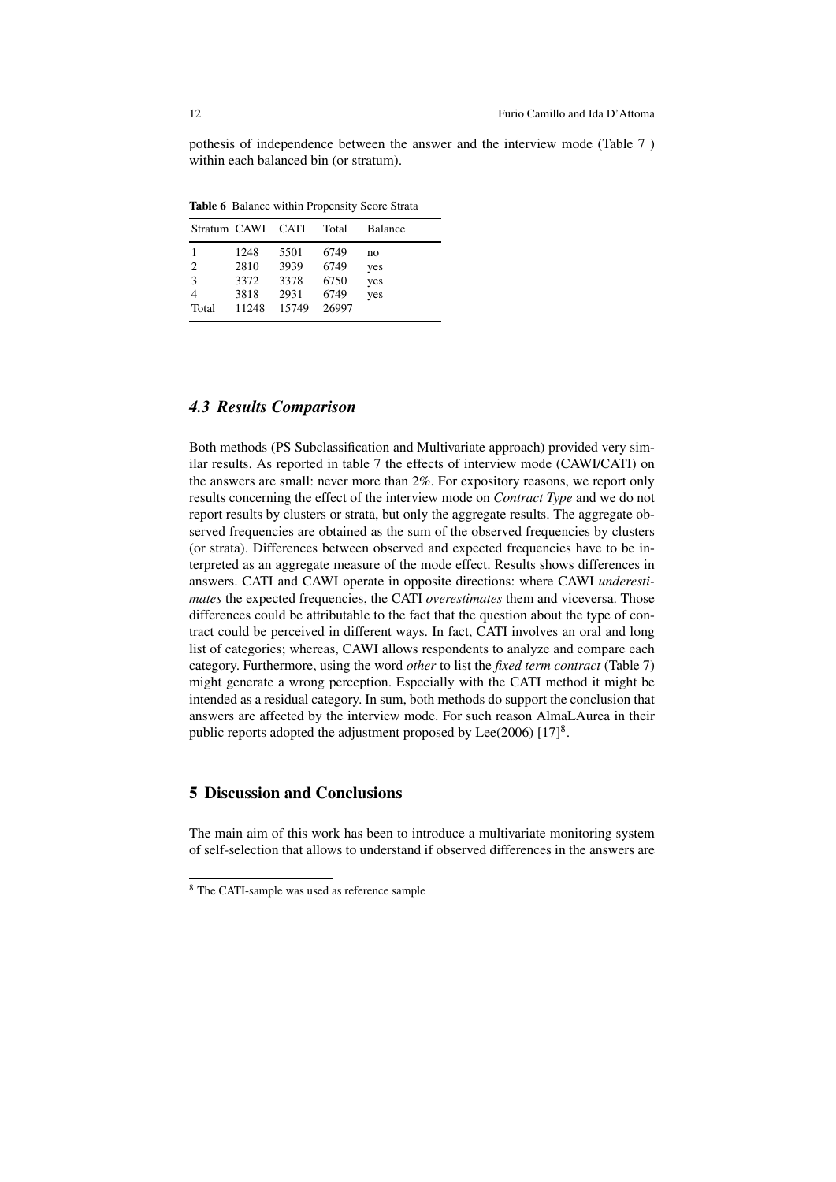pothesis of independence between the answer and the interview mode (Table 7 ) within each balanced bin (or stratum).

**Table 6** Balance within Propensity Score Strata

| Stratum | CAWI | CATI | Total | Balance |
|---|---|---|---|---|
| 1 | 1248 | 5501 | 6749 | no |
| 2 | 2810 | 3939 | 6749 | yes |
| 3 | 3372 | 3378 | 6750 | yes |
| 4 | 3818 | 2931 | 6749 | yes |
| Total | 11248 | 15749 | 26997 | |

### *4.3 Results Comparison*

Both methods (PS Subclassification and Multivariate approach) provided very similar results. As reported in table 7 the effects of interview mode (CAWI/CATI) on the answers are small: never more than 2%. For expository reasons, we report only results concerning the effect of the interview mode on *Contract Type* and we do not report results by clusters or strata, but only the aggregate results. The aggregate observed frequencies are obtained as the sum of the observed frequencies by clusters (or strata). Differences between observed and expected frequencies have to be interpreted as an aggregate measure of the mode effect. Results shows differences in answers. CATI and CAWI operate in opposite directions: where CAWI *underestimates* the expected frequencies, the CATI *overestimates* them and viceversa. Those differences could be attributable to the fact that the question about the type of contract could be perceived in different ways. In fact, CATI involves an oral and long list of categories; whereas, CAWI allows respondents to analyze and compare each category. Furthermore, using the word *other* to list the *fixed term contract* (Table 7) might generate a wrong perception. Especially with the CATI method it might be intended as a residual category. In sum, both methods do support the conclusion that answers are affected by the interview mode. For such reason AlmaLAurea in their public reports adopted the adjustment proposed by Lee(2006) [17][8].

## 5 Discussion and Conclusions

The main aim of this work has been to introduce a multivariate monitoring system of self-selection that allows to understand if observed differences in the answers are

[8] The CATI-sample was used as reference sample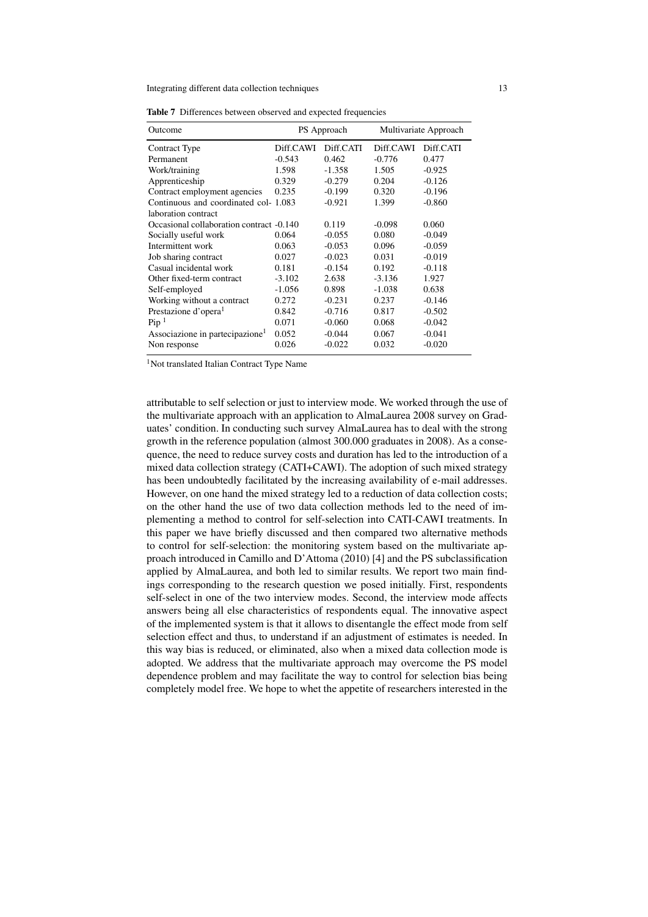**Table 7** Differences between observed and expected frequencies

| Outcome | PS Approach | | Multivariate Approach | |
|---|---|---|---|---|
| Contract Type | Diff.CAWI | Diff.CATI | Diff.CAWI | Diff.CATI |
| Permanent | -0.543 | 0.462 | -0.776 | 0.477 |
| Work/training | 1.598 | -1.358 | 1.505 | -0.925 |
| Apprenticeship | 0.329 | -0.279 | 0.204 | -0.126 |
| Contract employment agencies | 0.235 | -0.199 | 0.320 | -0.196 |
| Continuous and coordinated collaboration contract | 1.083 | -0.921 | 1.399 | -0.860 |
| Occasional collaboration contract | -0.140 | 0.119 | -0.098 | 0.060 |
| Socially useful work | 0.064 | -0.055 | 0.080 | -0.049 |
| Intermittent work | 0.063 | -0.053 | 0.096 | -0.059 |
| Job sharing contract | 0.027 | -0.023 | 0.031 | -0.019 |
| Casual incidental work | 0.181 | -0.154 | 0.192 | -0.118 |
| Other fixed-term contract | -3.102 | 2.638 | -3.136 | 1.927 |
| Self-employed | -1.056 | 0.898 | -1.038 | 0.638 |
| Working without a contract | 0.272 | -0.231 | 0.237 | -0.146 |
| Prestazione d'opera[1] | 0.842 | -0.716 | 0.817 | -0.502 |
| Pip [1] | 0.071 | -0.060 | 0.068 | -0.042 |
| Associazione in partecipazione[1] | 0.052 | -0.044 | 0.067 | -0.041 |
| Non response | 0.026 | -0.022 | 0.032 | -0.020 |

[1]Not translated Italian Contract Type Name

attributable to self selection or just to interview mode. We worked through the use of the multivariate approach with an application to AlmaLaurea 2008 survey on Graduates' condition. In conducting such survey AlmaLaurea has to deal with the strong growth in the reference population (almost 300.000 graduates in 2008). As a consequence, the need to reduce survey costs and duration has led to the introduction of a mixed data collection strategy (CATI+CAWI). The adoption of such mixed strategy has been undoubtedly facilitated by the increasing availability of e-mail addresses. However, on one hand the mixed strategy led to a reduction of data collection costs; on the other hand the use of two data collection methods led to the need of implementing a method to control for self-selection into CATI-CAWI treatments. In this paper we have briefly discussed and then compared two alternative methods to control for self-selection: the monitoring system based on the multivariate approach introduced in Camillo and D'Attoma (2010) [4] and the PS subclassification applied by AlmaLaurea, and both led to similar results. We report two main findings corresponding to the research question we posed initially. First, respondents self-select in one of the two interview modes. Second, the interview mode affects answers being all else characteristics of respondents equal. The innovative aspect of the implemented system is that it allows to disentangle the effect mode from self selection effect and thus, to understand if an adjustment of estimates is needed. In this way bias is reduced, or eliminated, also when a mixed data collection mode is adopted. We address that the multivariate approach may overcome the PS model dependence problem and may facilitate the way to control for selection bias being completely model free. We hope to whet the appetite of researchers interested in the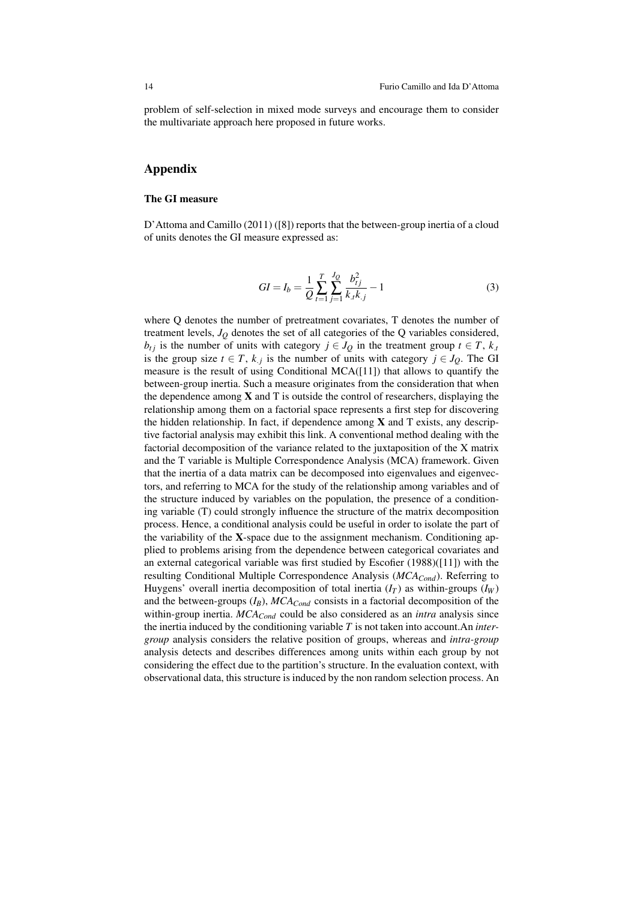problem of self-selection in mixed mode surveys and encourage them to consider the multivariate approach here proposed in future works.

## Appendix

### The GI measure

D'Attoma and Camillo (2011) ([8]) reports that the between-group inertia of a cloud of units denotes the GI measure expressed as:

$$GI = I_b = \frac{1}{Q}\sum_{t=1}^{T}\sum_{j=1}^{J_Q}\frac{b_{tj}^2}{k_{.t}k_{.j}} - 1 \tag{3}$$

where Q denotes the number of pretreatment covariates, T denotes the number of treatment levels, $J_Q$ denotes the set of all categories of the Q variables considered, $b_{tj}$ is the number of units with category $j \in J_Q$ in the treatment group $t \in T$, $k_{.t}$ is the group size $t \in T$, $k_{.j}$ is the number of units with category $j \in J_Q$. The GI measure is the result of using Conditional MCA([11]) that allows to quantify the between-group inertia. Such a measure originates from the consideration that when the dependence among **X** and T is outside the control of researchers, displaying the relationship among them on a factorial space represents a first step for discovering the hidden relationship. In fact, if dependence among **X** and T exists, any descriptive factorial analysis may exhibit this link. A conventional method dealing with the factorial decomposition of the variance related to the juxtaposition of the X matrix and the T variable is Multiple Correspondence Analysis (MCA) framework. Given that the inertia of a data matrix can be decomposed into eigenvalues and eigenvectors, and referring to MCA for the study of the relationship among variables and of the structure induced by variables on the population, the presence of a conditioning variable (T) could strongly influence the structure of the matrix decomposition process. Hence, a conditional analysis could be useful in order to isolate the part of the variability of the **X**-space due to the assignment mechanism. Conditioning applied to problems arising from the dependence between categorical covariates and an external categorical variable was first studied by Escofier (1988)([11]) with the resulting Conditional Multiple Correspondence Analysis ($MCA_{Cond}$). Referring to Huygens' overall inertia decomposition of total inertia ($I_T$) as within-groups ($I_W$) and the between-groups ($I_B$), $MCA_{Cond}$ consists in a factorial decomposition of the within-group inertia. $MCA_{Cond}$ could be also considered as an *intra* analysis since the inertia induced by the conditioning variable $T$ is not taken into account.An *inter-group* analysis considers the relative position of groups, whereas and *intra-group* analysis detects and describes differences among units within each group by not considering the effect due to the partition's structure. In the evaluation context, with observational data, this structure is induced by the non random selection process. An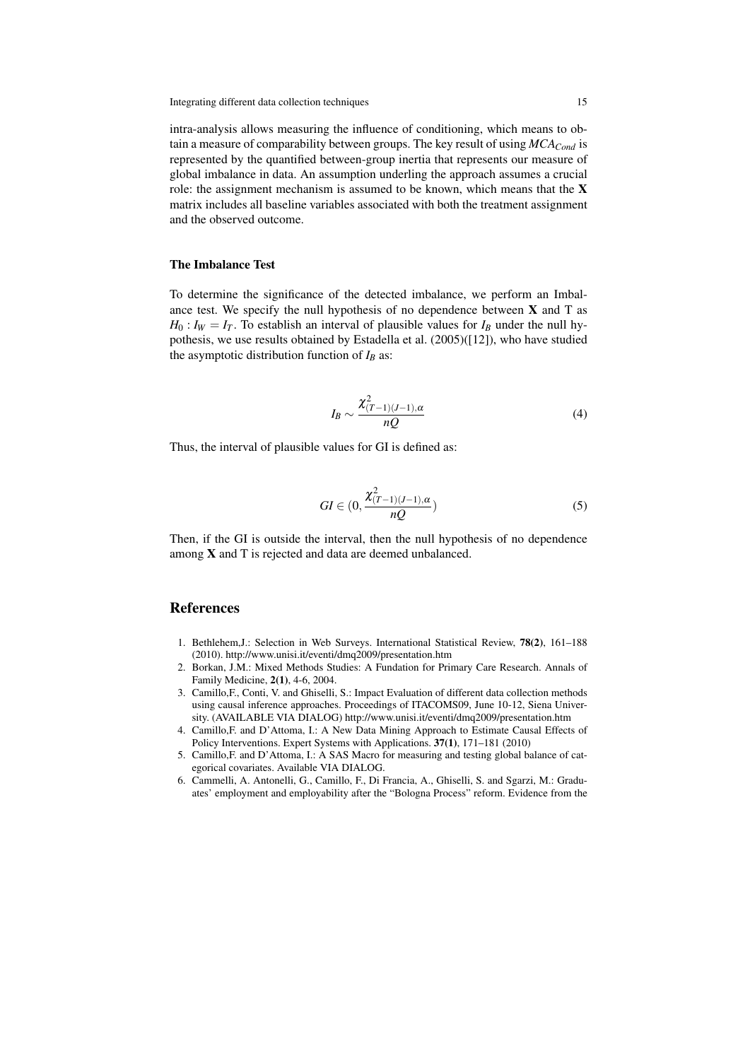intra-analysis allows measuring the influence of conditioning, which means to obtain a measure of comparability between groups. The key result of using $MCA_{Cond}$ is represented by the quantified between-group inertia that represents our measure of global imbalance in data. An assumption underling the approach assumes a crucial role: the assignment mechanism is assumed to be known, which means that the **X** matrix includes all baseline variables associated with both the treatment assignment and the observed outcome.

### The Imbalance Test

To determine the significance of the detected imbalance, we perform an Imbalance test. We specify the null hypothesis of no dependence between **X** and T as $H_0 : I_W = I_T$. To establish an interval of plausible values for $I_B$ under the null hypothesis, we use results obtained by Estadella et al. (2005)([12]), who have studied the asymptotic distribution function of $I_B$ as:

$$I_B \sim \frac{\chi^2_{(T-1)(J-1),\alpha}}{nQ} \tag{4}$$

Thus, the interval of plausible values for GI is defined as:

$$GI \in (0, \frac{\chi^2_{(T-1)(J-1),\alpha}}{nQ}) \tag{5}$$

Then, if the GI is outside the interval, then the null hypothesis of no dependence among **X** and T is rejected and data are deemed unbalanced.

## References

1. Bethlehem,J.: Selection in Web Surveys. International Statistical Review, **78(2)**, 161–188 (2010). http://www.unisi.it/eventi/dmq2009/presentation.htm
2. Borkan, J.M.: Mixed Methods Studies: A Fundation for Primary Care Research. Annals of Family Medicine, **2(1)**, 4-6, 2004.
3. Camillo,F., Conti, V. and Ghiselli, S.: Impact Evaluation of different data collection methods using causal inference approaches. Proceedings of ITACOMS09, June 10-12, Siena University. (AVAILABLE VIA DIALOG) http://www.unisi.it/eventi/dmq2009/presentation.htm
4. Camillo,F. and D'Attoma, I.: A New Data Mining Approach to Estimate Causal Effects of Policy Interventions. Expert Systems with Applications. **37(1)**, 171–181 (2010)
5. Camillo,F. and D'Attoma, I.: A SAS Macro for measuring and testing global balance of categorical covariates. Available VIA DIALOG.
6. Cammelli, A. Antonelli, G., Camillo, F., Di Francia, A., Ghiselli, S. and Sgarzi, M.: Graduates' employment and employability after the "Bologna Process" reform. Evidence from the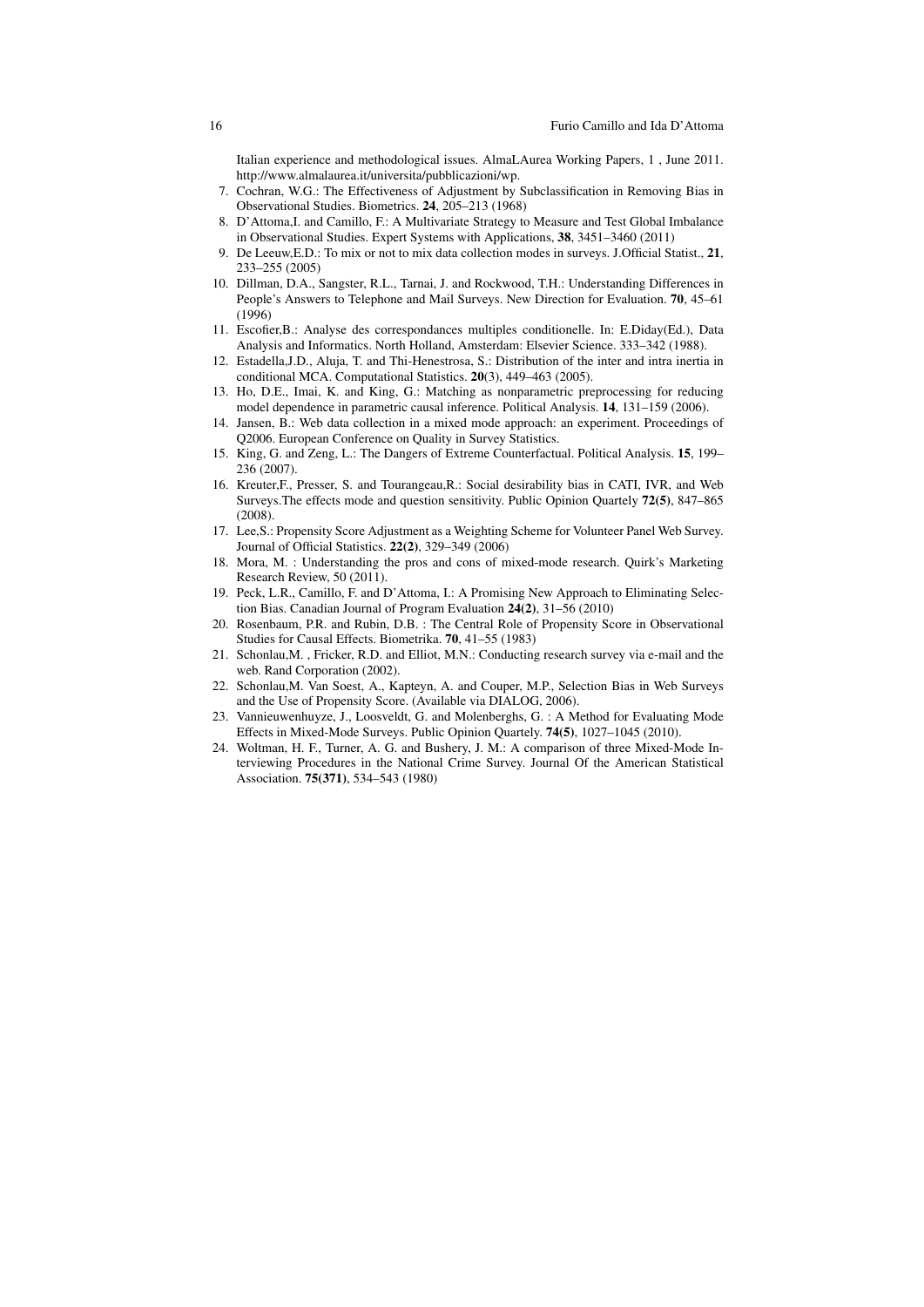Italian experience and methodological issues. AlmaLAurea Working Papers, 1 , June 2011. http://www.almalaurea.it/universita/pubblicazioni/wp.

7. Cochran, W.G.: The Effectiveness of Adjustment by Subclassification in Removing Bias in Observational Studies. Biometrics. **24**, 205–213 (1968)
8. D'Attoma,I. and Camillo, F.: A Multivariate Strategy to Measure and Test Global Imbalance in Observational Studies. Expert Systems with Applications, **38**, 3451–3460 (2011)
9. De Leeuw,E.D.: To mix or not to mix data collection modes in surveys. J.Official Statist., **21**, 233–255 (2005)
10. Dillman, D.A., Sangster, R.L., Tarnai, J. and Rockwood, T.H.: Understanding Differences in People's Answers to Telephone and Mail Surveys. New Direction for Evaluation. **70**, 45–61 (1996)
11. Escofier,B.: Analyse des correspondances multiples conditionelle. In: E.Diday(Ed.), Data Analysis and Informatics. North Holland, Amsterdam: Elsevier Science. 333–342 (1988).
12. Estadella,J.D., Aluja, T. and Thi-Henestrosa, S.: Distribution of the inter and intra inertia in conditional MCA. Computational Statistics. **20**(3), 449–463 (2005).
13. Ho, D.E., Imai, K. and King, G.: Matching as nonparametric preprocessing for reducing model dependence in parametric causal inference. Political Analysis. **14**, 131–159 (2006).
14. Jansen, B.: Web data collection in a mixed mode approach: an experiment. Proceedings of Q2006. European Conference on Quality in Survey Statistics.
15. King, G. and Zeng, L.: The Dangers of Extreme Counterfactual. Political Analysis. **15**, 199–236 (2007).
16. Kreuter,F., Presser, S. and Tourangeau,R.: Social desirability bias in CATI, IVR, and Web Surveys.The effects mode and question sensitivity. Public Opinion Quartely **72(5)**, 847–865 (2008).
17. Lee,S.: Propensity Score Adjustment as a Weighting Scheme for Volunteer Panel Web Survey. Journal of Official Statistics. **22(2)**, 329–349 (2006)
18. Mora, M. : Understanding the pros and cons of mixed-mode research. Quirk's Marketing Research Review, 50 (2011).
19. Peck, L.R., Camillo, F. and D'Attoma, I.: A Promising New Approach to Eliminating Selection Bias. Canadian Journal of Program Evaluation **24(2)**, 31–56 (2010)
20. Rosenbaum, P.R. and Rubin, D.B. : The Central Role of Propensity Score in Observational Studies for Causal Effects. Biometrika. **70**, 41–55 (1983)
21. Schonlau,M. , Fricker, R.D. and Elliot, M.N.: Conducting research survey via e-mail and the web. Rand Corporation (2002).
22. Schonlau,M. Van Soest, A., Kapteyn, A. and Couper, M.P., Selection Bias in Web Surveys and the Use of Propensity Score. (Available via DIALOG, 2006).
23. Vannieuwenhuyze, J., Loosveldt, G. and Molenberghs, G. : A Method for Evaluating Mode Effects in Mixed-Mode Surveys. Public Opinion Quartely. **74(5)**, 1027–1045 (2010).
24. Woltman, H. F., Turner, A. G. and Bushery, J. M.: A comparison of three Mixed-Mode Interviewing Procedures in the National Crime Survey. Journal Of the American Statistical Association. **75(371)**, 534–543 (1980)